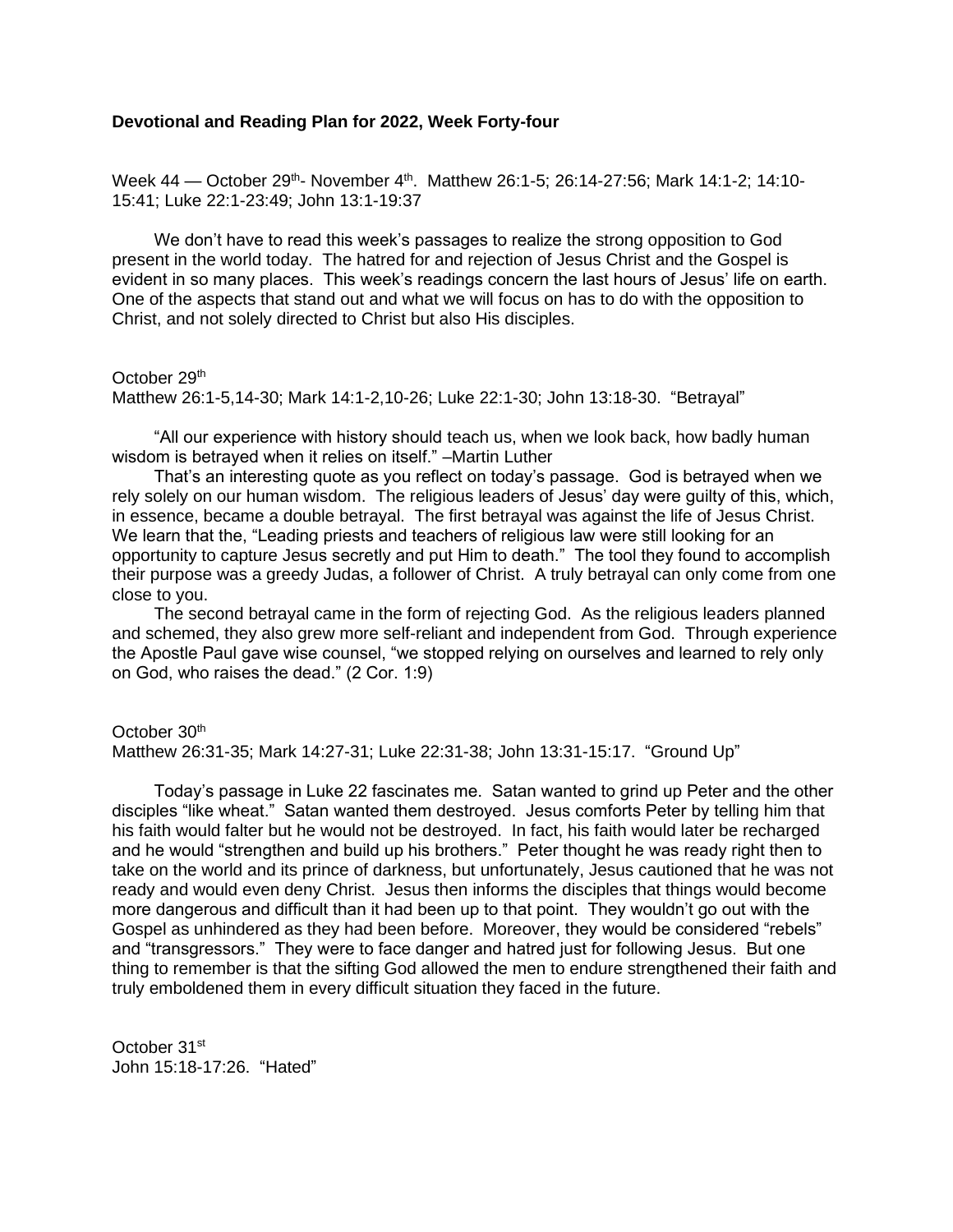**Devotional and Reading Plan for 2022, Week Forty-four**

Week 44 — October 29th- November 4th. Matthew 26:1-5; 26:14-27:56; Mark 14:1-2; 14:10-15:41; Luke 22:1-23:49; John 13:1-19:37

We don't have to read this week's passages to realize the strong opposition to God present in the world today. The hatred for and rejection of Jesus Christ and the Gospel is evident in so many places. This week's readings concern the last hours of Jesus' life on earth. One of the aspects that stand out and what we will focus on has to do with the opposition to Christ, and not solely directed to Christ but also His disciples.

October 29th
Matthew 26:1-5,14-30; Mark 14:1-2,10-26; Luke 22:1-30; John 13:18-30. "Betrayal"

"All our experience with history should teach us, when we look back, how badly human wisdom is betrayed when it relies on itself." –Martin Luther

That's an interesting quote as you reflect on today's passage. God is betrayed when we rely solely on our human wisdom. The religious leaders of Jesus' day were guilty of this, which, in essence, became a double betrayal. The first betrayal was against the life of Jesus Christ. We learn that the, "Leading priests and teachers of religious law were still looking for an opportunity to capture Jesus secretly and put Him to death." The tool they found to accomplish their purpose was a greedy Judas, a follower of Christ. A truly betrayal can only come from one close to you.

The second betrayal came in the form of rejecting God. As the religious leaders planned and schemed, they also grew more self-reliant and independent from God. Through experience the Apostle Paul gave wise counsel, "we stopped relying on ourselves and learned to rely only on God, who raises the dead." (2 Cor. 1:9)

October 30th
Matthew 26:31-35; Mark 14:27-31; Luke 22:31-38; John 13:31-15:17. "Ground Up"

Today's passage in Luke 22 fascinates me. Satan wanted to grind up Peter and the other disciples "like wheat." Satan wanted them destroyed. Jesus comforts Peter by telling him that his faith would falter but he would not be destroyed. In fact, his faith would later be recharged and he would "strengthen and build up his brothers." Peter thought he was ready right then to take on the world and its prince of darkness, but unfortunately, Jesus cautioned that he was not ready and would even deny Christ. Jesus then informs the disciples that things would become more dangerous and difficult than it had been up to that point. They wouldn't go out with the Gospel as unhindered as they had been before. Moreover, they would be considered "rebels" and "transgressors." They were to face danger and hatred just for following Jesus. But one thing to remember is that the sifting God allowed the men to endure strengthened their faith and truly emboldened them in every difficult situation they faced in the future.

October 31st
John 15:18-17:26. "Hated"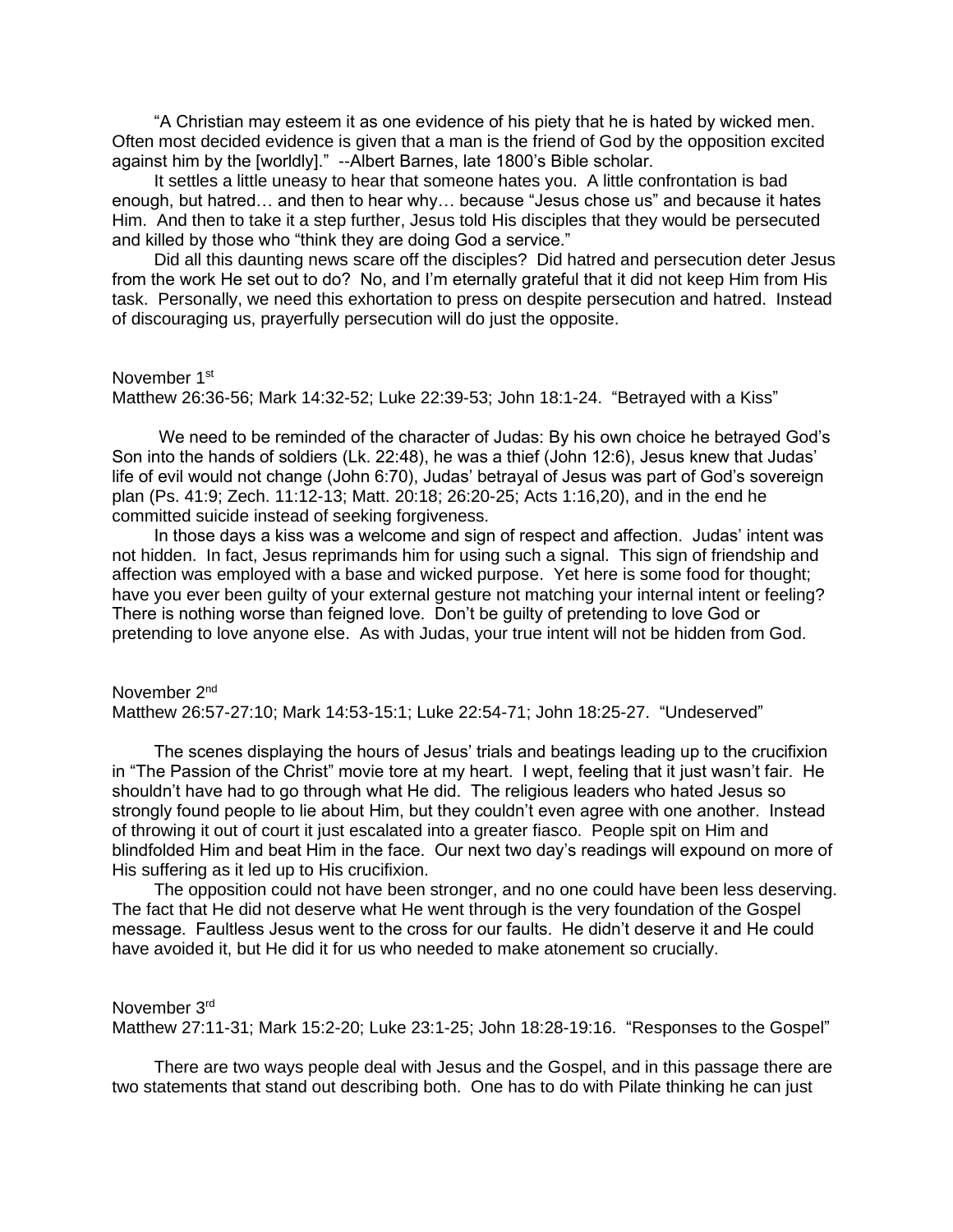"A Christian may esteem it as one evidence of his piety that he is hated by wicked men. Often most decided evidence is given that a man is the friend of God by the opposition excited against him by the [worldly]." --Albert Barnes, late 1800's Bible scholar.

It settles a little uneasy to hear that someone hates you. A little confrontation is bad enough, but hatred… and then to hear why… because "Jesus chose us" and because it hates Him. And then to take it a step further, Jesus told His disciples that they would be persecuted and killed by those who "think they are doing God a service."

Did all this daunting news scare off the disciples? Did hatred and persecution deter Jesus from the work He set out to do? No, and I'm eternally grateful that it did not keep Him from His task. Personally, we need this exhortation to press on despite persecution and hatred. Instead of discouraging us, prayerfully persecution will do just the opposite.

November 1st
Matthew 26:36-56; Mark 14:32-52; Luke 22:39-53; John 18:1-24. "Betrayed with a Kiss"

We need to be reminded of the character of Judas: By his own choice he betrayed God's Son into the hands of soldiers (Lk. 22:48), he was a thief (John 12:6), Jesus knew that Judas' life of evil would not change (John 6:70), Judas' betrayal of Jesus was part of God's sovereign plan (Ps. 41:9; Zech. 11:12-13; Matt. 20:18; 26:20-25; Acts 1:16,20), and in the end he committed suicide instead of seeking forgiveness.

In those days a kiss was a welcome and sign of respect and affection. Judas' intent was not hidden. In fact, Jesus reprimands him for using such a signal. This sign of friendship and affection was employed with a base and wicked purpose. Yet here is some food for thought; have you ever been guilty of your external gesture not matching your internal intent or feeling? There is nothing worse than feigned love. Don't be guilty of pretending to love God or pretending to love anyone else. As with Judas, your true intent will not be hidden from God.

November 2nd
Matthew 26:57-27:10; Mark 14:53-15:1; Luke 22:54-71; John 18:25-27. "Undeserved"

The scenes displaying the hours of Jesus' trials and beatings leading up to the crucifixion in "The Passion of the Christ" movie tore at my heart. I wept, feeling that it just wasn't fair. He shouldn't have had to go through what He did. The religious leaders who hated Jesus so strongly found people to lie about Him, but they couldn't even agree with one another. Instead of throwing it out of court it just escalated into a greater fiasco. People spit on Him and blindfolded Him and beat Him in the face. Our next two day's readings will expound on more of His suffering as it led up to His crucifixion.

The opposition could not have been stronger, and no one could have been less deserving. The fact that He did not deserve what He went through is the very foundation of the Gospel message. Faultless Jesus went to the cross for our faults. He didn't deserve it and He could have avoided it, but He did it for us who needed to make atonement so crucially.

November 3rd
Matthew 27:11-31; Mark 15:2-20; Luke 23:1-25; John 18:28-19:16. "Responses to the Gospel"

There are two ways people deal with Jesus and the Gospel, and in this passage there are two statements that stand out describing both. One has to do with Pilate thinking he can just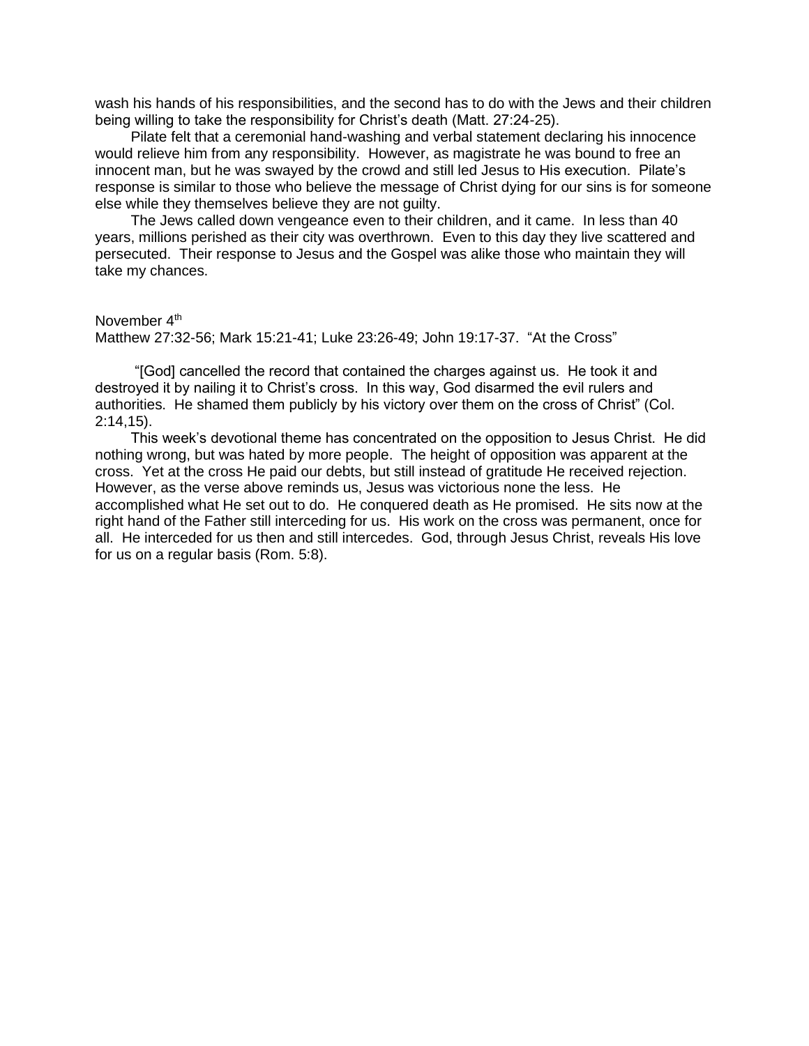wash his hands of his responsibilities, and the second has to do with the Jews and their children being willing to take the responsibility for Christ's death (Matt. 27:24-25).

Pilate felt that a ceremonial hand-washing and verbal statement declaring his innocence would relieve him from any responsibility. However, as magistrate he was bound to free an innocent man, but he was swayed by the crowd and still led Jesus to His execution. Pilate's response is similar to those who believe the message of Christ dying for our sins is for someone else while they themselves believe they are not guilty.

The Jews called down vengeance even to their children, and it came. In less than 40 years, millions perished as their city was overthrown. Even to this day they live scattered and persecuted. Their response to Jesus and the Gospel was alike those who maintain they will take my chances.

November 4th

Matthew 27:32-56; Mark 15:21-41; Luke 23:26-49; John 19:17-37. "At the Cross"

"[God] cancelled the record that contained the charges against us. He took it and destroyed it by nailing it to Christ's cross. In this way, God disarmed the evil rulers and authorities. He shamed them publicly by his victory over them on the cross of Christ" (Col. 2:14,15).

This week's devotional theme has concentrated on the opposition to Jesus Christ. He did nothing wrong, but was hated by more people. The height of opposition was apparent at the cross. Yet at the cross He paid our debts, but still instead of gratitude He received rejection. However, as the verse above reminds us, Jesus was victorious none the less. He accomplished what He set out to do. He conquered death as He promised. He sits now at the right hand of the Father still interceding for us. His work on the cross was permanent, once for all. He interceded for us then and still intercedes. God, through Jesus Christ, reveals His love for us on a regular basis (Rom. 5:8).